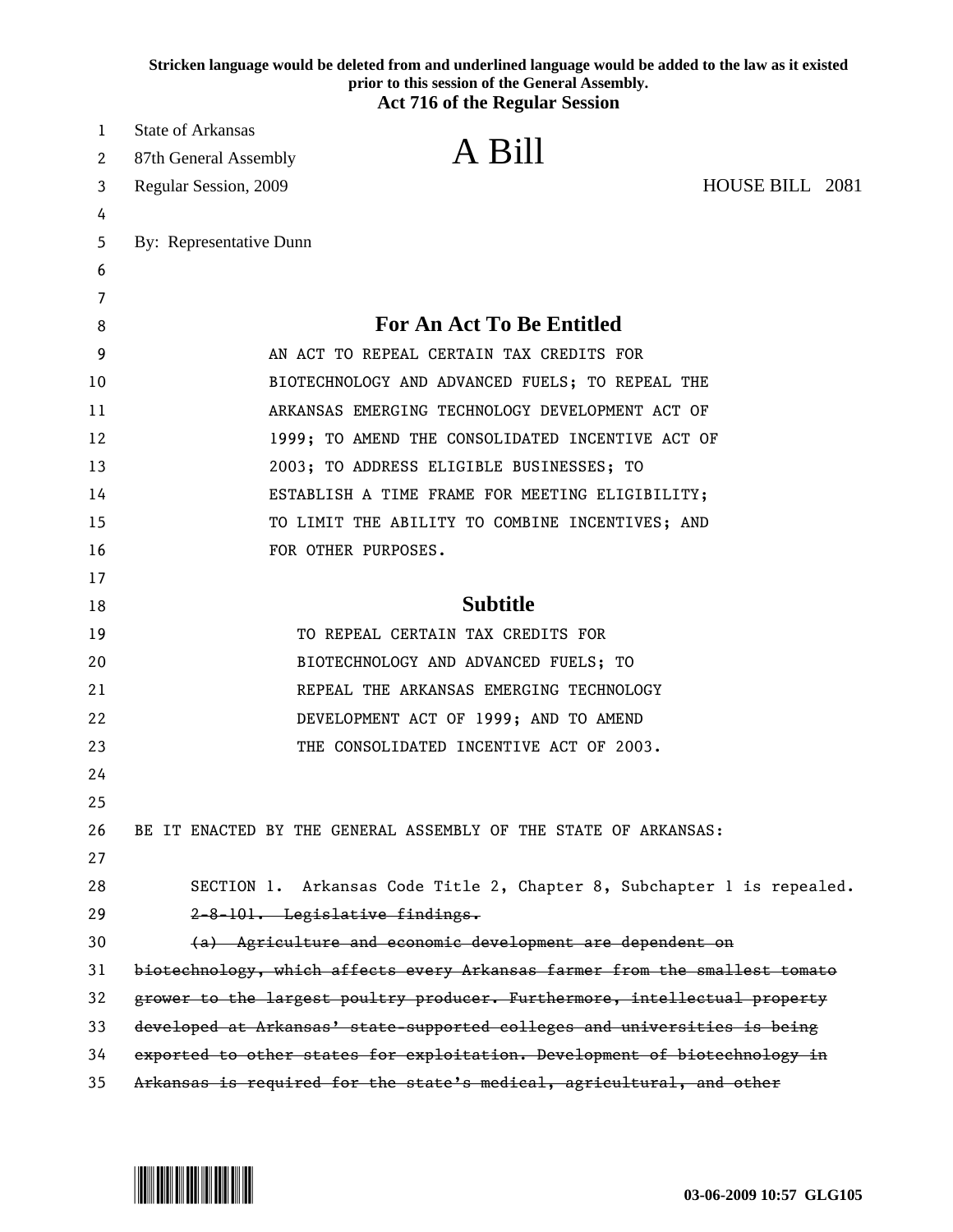**Stricken language would be deleted from and underlined language would be added to the law as it existed prior to this session of the General Assembly.**
**Act 716 of the Regular Session**

State of Arkansas
87th General Assembly
Regular Session, 2009

# A Bill

HOUSE BILL 2081

By: Representative Dunn

## For An Act To Be Entitled

AN ACT TO REPEAL CERTAIN TAX CREDITS FOR BIOTECHNOLOGY AND ADVANCED FUELS; TO REPEAL THE ARKANSAS EMERGING TECHNOLOGY DEVELOPMENT ACT OF 1999; TO AMEND THE CONSOLIDATED INCENTIVE ACT OF 2003; TO ADDRESS ELIGIBLE BUSINESSES; TO ESTABLISH A TIME FRAME FOR MEETING ELIGIBILITY; TO LIMIT THE ABILITY TO COMBINE INCENTIVES; AND FOR OTHER PURPOSES.

## Subtitle

TO REPEAL CERTAIN TAX CREDITS FOR BIOTECHNOLOGY AND ADVANCED FUELS; TO REPEAL THE ARKANSAS EMERGING TECHNOLOGY DEVELOPMENT ACT OF 1999; AND TO AMEND THE CONSOLIDATED INCENTIVE ACT OF 2003.

BE IT ENACTED BY THE GENERAL ASSEMBLY OF THE STATE OF ARKANSAS:

SECTION 1. Arkansas Code Title 2, Chapter 8, Subchapter 1 is repealed.

~~2-8-101. Legislative findings.~~

~~(a) Agriculture and economic development are dependent on biotechnology, which affects every Arkansas farmer from the smallest tomato grower to the largest poultry producer. Furthermore, intellectual property developed at Arkansas' state-supported colleges and universities is being exported to other states for exploitation. Development of biotechnology in Arkansas is required for the state's medical, agricultural, and other~~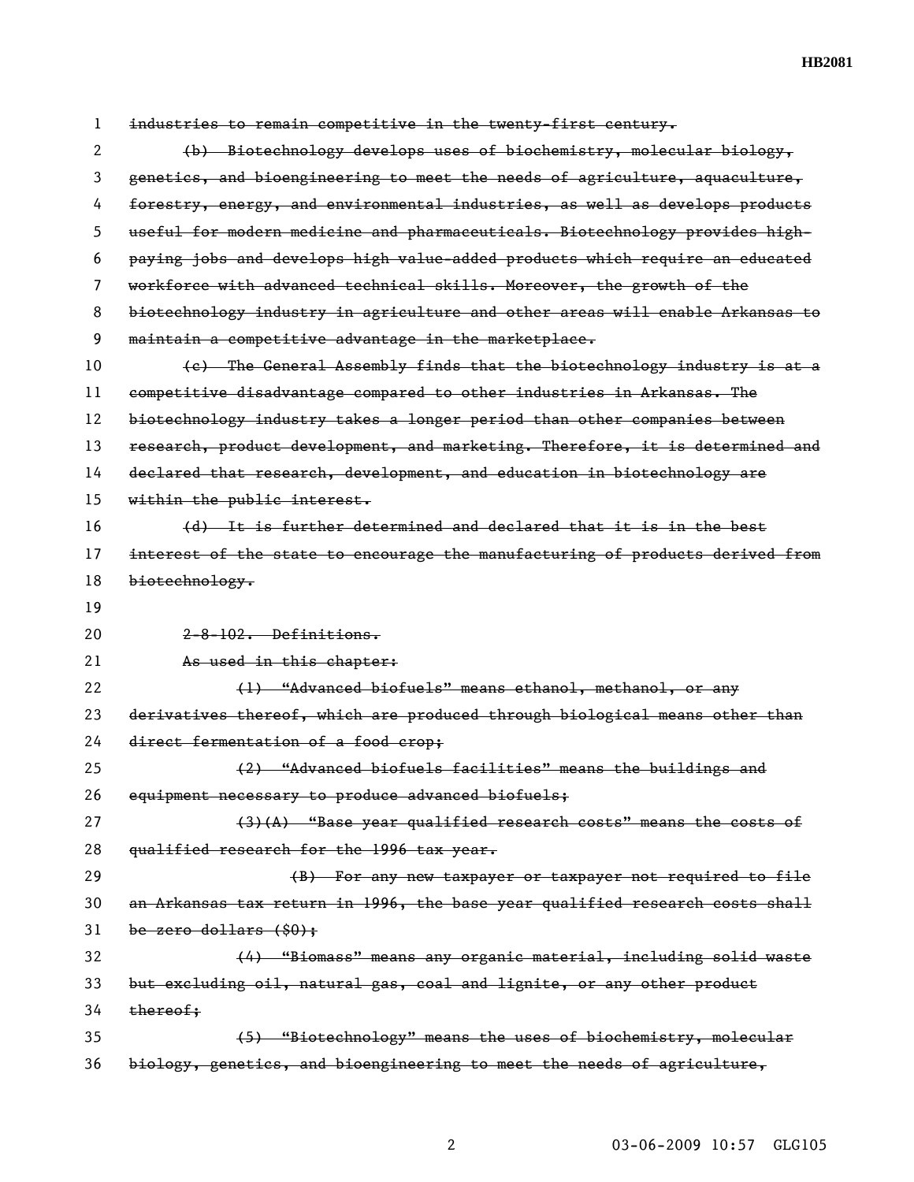~~industries to remain competitive in the twenty-first century.~~

~~(b) Biotechnology develops uses of biochemistry, molecular biology, genetics, and bioengineering to meet the needs of agriculture, aquaculture, forestry, energy, and environmental industries, as well as develops products useful for modern medicine and pharmaceuticals. Biotechnology provides high-paying jobs and develops high value-added products which require an educated workforce with advanced technical skills. Moreover, the growth of the biotechnology industry in agriculture and other areas will enable Arkansas to maintain a competitive advantage in the marketplace.~~

~~(c) The General Assembly finds that the biotechnology industry is at a competitive disadvantage compared to other industries in Arkansas. The biotechnology industry takes a longer period than other companies between research, product development, and marketing. Therefore, it is determined and declared that research, development, and education in biotechnology are within the public interest.~~

~~(d) It is further determined and declared that it is in the best interest of the state to encourage the manufacturing of products derived from biotechnology.~~

~~2-8-102. Definitions.~~

~~As used in this chapter:~~

~~(1) "Advanced biofuels" means ethanol, methanol, or any derivatives thereof, which are produced through biological means other than direct fermentation of a food crop;~~

~~(2) "Advanced biofuels facilities" means the buildings and equipment necessary to produce advanced biofuels;~~

~~(3)(A) "Base year qualified research costs" means the costs of qualified research for the 1996 tax year.~~

~~(B) For any new taxpayer or taxpayer not required to file an Arkansas tax return in 1996, the base year qualified research costs shall be zero dollars ($0);~~

~~(4) "Biomass" means any organic material, including solid waste but excluding oil, natural gas, coal and lignite, or any other product thereof;~~

~~(5) "Biotechnology" means the uses of biochemistry, molecular biology, genetics, and bioengineering to meet the needs of agriculture,~~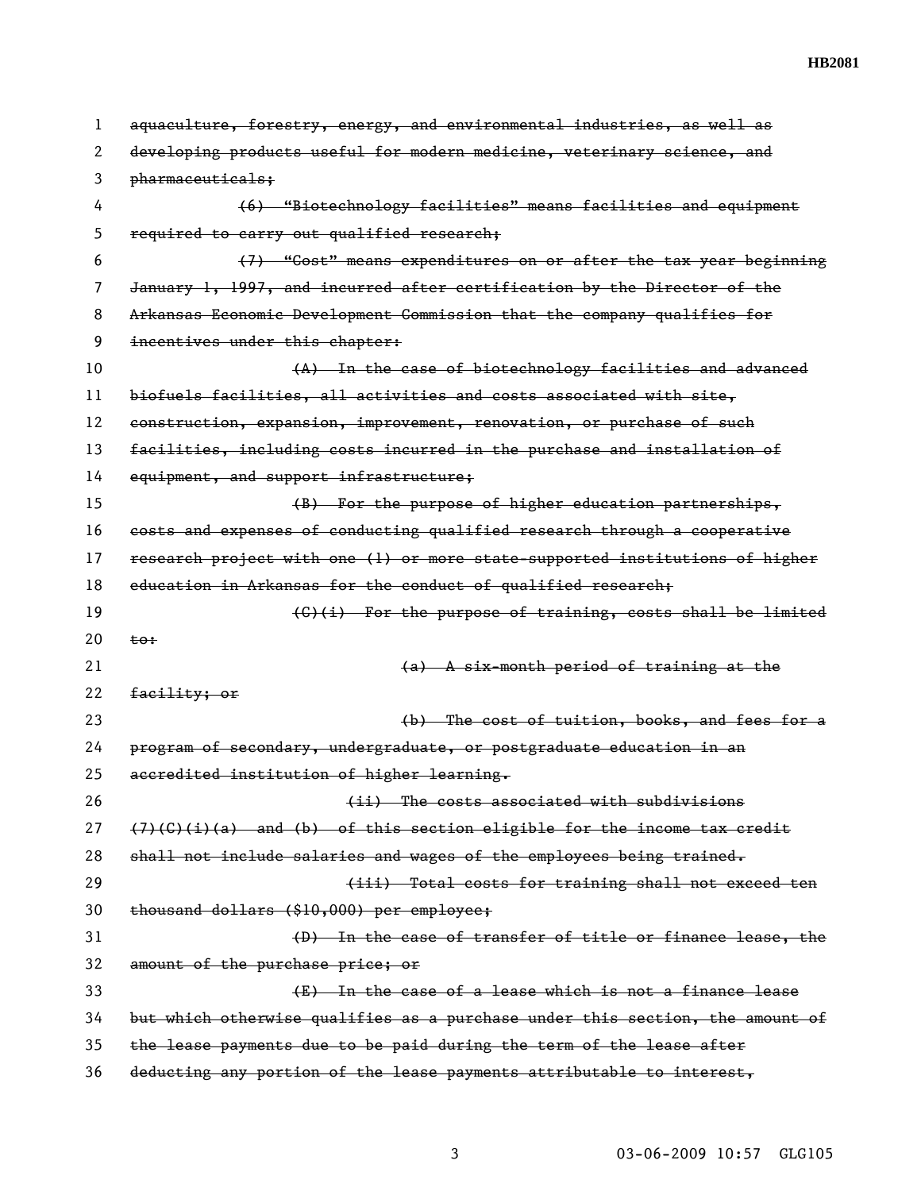~~aquaculture, forestry, energy, and environmental industries, as well as developing products useful for modern medicine, veterinary science, and pharmaceuticals;~~

~~(6) "Biotechnology facilities" means facilities and equipment required to carry out qualified research;~~

~~(7) "Cost" means expenditures on or after the tax year beginning January 1, 1997, and incurred after certification by the Director of the Arkansas Economic Development Commission that the company qualifies for incentives under this chapter:~~

~~(A) In the case of biotechnology facilities and advanced biofuels facilities, all activities and costs associated with site, construction, expansion, improvement, renovation, or purchase of such facilities, including costs incurred in the purchase and installation of equipment, and support infrastructure;~~

~~(B) For the purpose of higher education partnerships, costs and expenses of conducting qualified research through a cooperative research project with one (1) or more state-supported institutions of higher education in Arkansas for the conduct of qualified research;~~

~~(C)(i) For the purpose of training, costs shall be limited to:~~

~~(a) A six-month period of training at the facility; or~~

~~(b) The cost of tuition, books, and fees for a program of secondary, undergraduate, or postgraduate education in an accredited institution of higher learning.~~

~~(ii) The costs associated with subdivisions (7)(C)(i)(a) and (b) of this section eligible for the income tax credit shall not include salaries and wages of the employees being trained.~~

~~(iii) Total costs for training shall not exceed ten thousand dollars ($10,000) per employee;~~

~~(D) In the case of transfer of title or finance lease, the amount of the purchase price; or~~

~~(E) In the case of a lease which is not a finance lease but which otherwise qualifies as a purchase under this section, the amount of the lease payments due to be paid during the term of the lease after deducting any portion of the lease payments attributable to interest,~~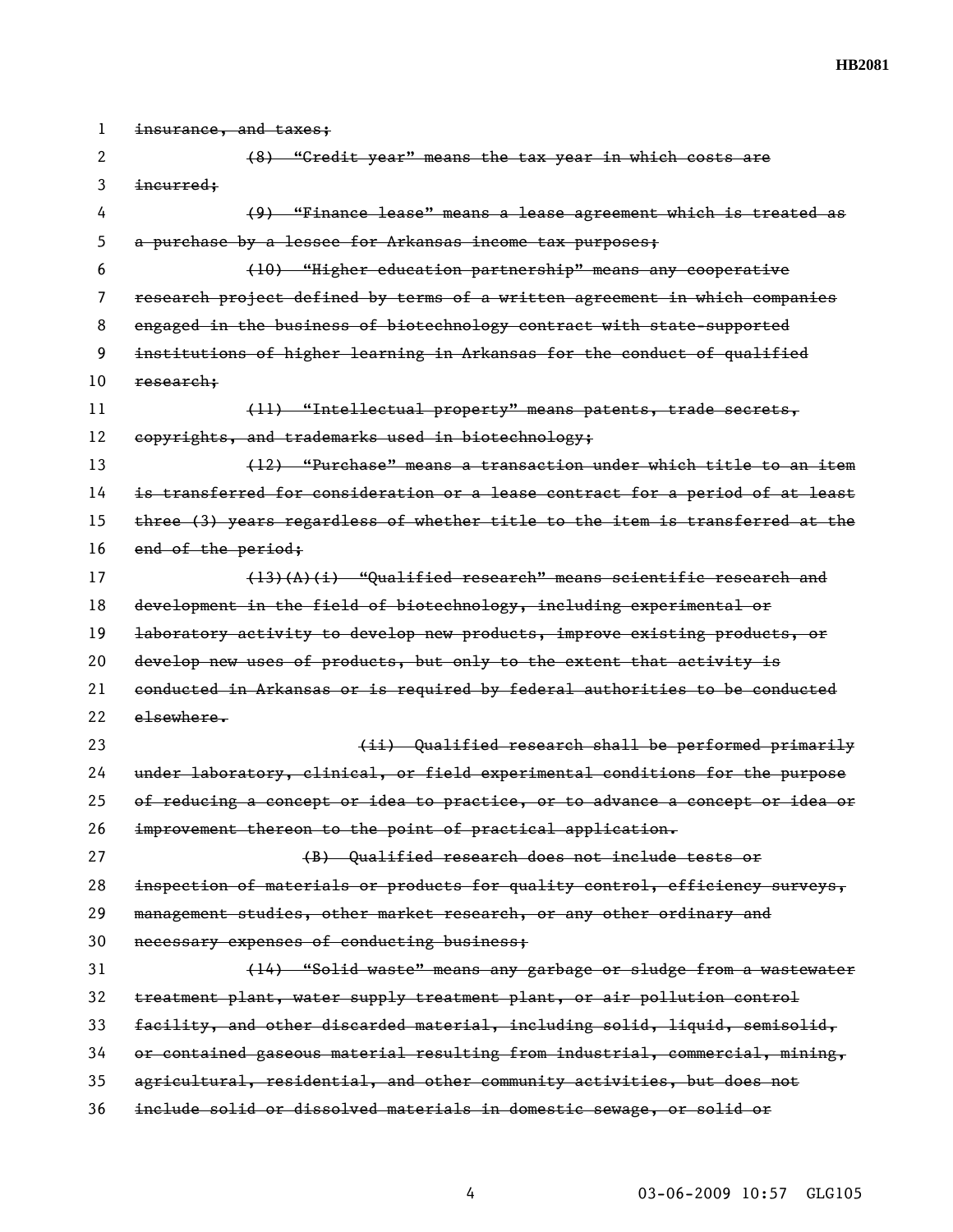~~insurance, and taxes;~~

~~(8) "Credit year" means the tax year in which costs are incurred;~~

~~(9) "Finance lease" means a lease agreement which is treated as a purchase by a lessee for Arkansas income tax purposes;~~

~~(10) "Higher education partnership" means any cooperative research project defined by terms of a written agreement in which companies engaged in the business of biotechnology contract with state-supported institutions of higher learning in Arkansas for the conduct of qualified research;~~

~~(11) "Intellectual property" means patents, trade secrets, copyrights, and trademarks used in biotechnology;~~

~~(12) "Purchase" means a transaction under which title to an item is transferred for consideration or a lease contract for a period of at least three (3) years regardless of whether title to the item is transferred at the end of the period;~~

~~(13)(A)(i) "Qualified research" means scientific research and development in the field of biotechnology, including experimental or laboratory activity to develop new products, improve existing products, or develop new uses of products, but only to the extent that activity is conducted in Arkansas or is required by federal authorities to be conducted elsewhere.~~

~~(ii) Qualified research shall be performed primarily under laboratory, clinical, or field experimental conditions for the purpose of reducing a concept or idea to practice, or to advance a concept or idea or improvement thereon to the point of practical application.~~

~~(B) Qualified research does not include tests or inspection of materials or products for quality control, efficiency surveys, management studies, other market research, or any other ordinary and necessary expenses of conducting business;~~

~~(14) "Solid waste" means any garbage or sludge from a wastewater treatment plant, water supply treatment plant, or air pollution control facility, and other discarded material, including solid, liquid, semisolid, or contained gaseous material resulting from industrial, commercial, mining, agricultural, residential, and other community activities, but does not include solid or dissolved materials in domestic sewage, or solid or~~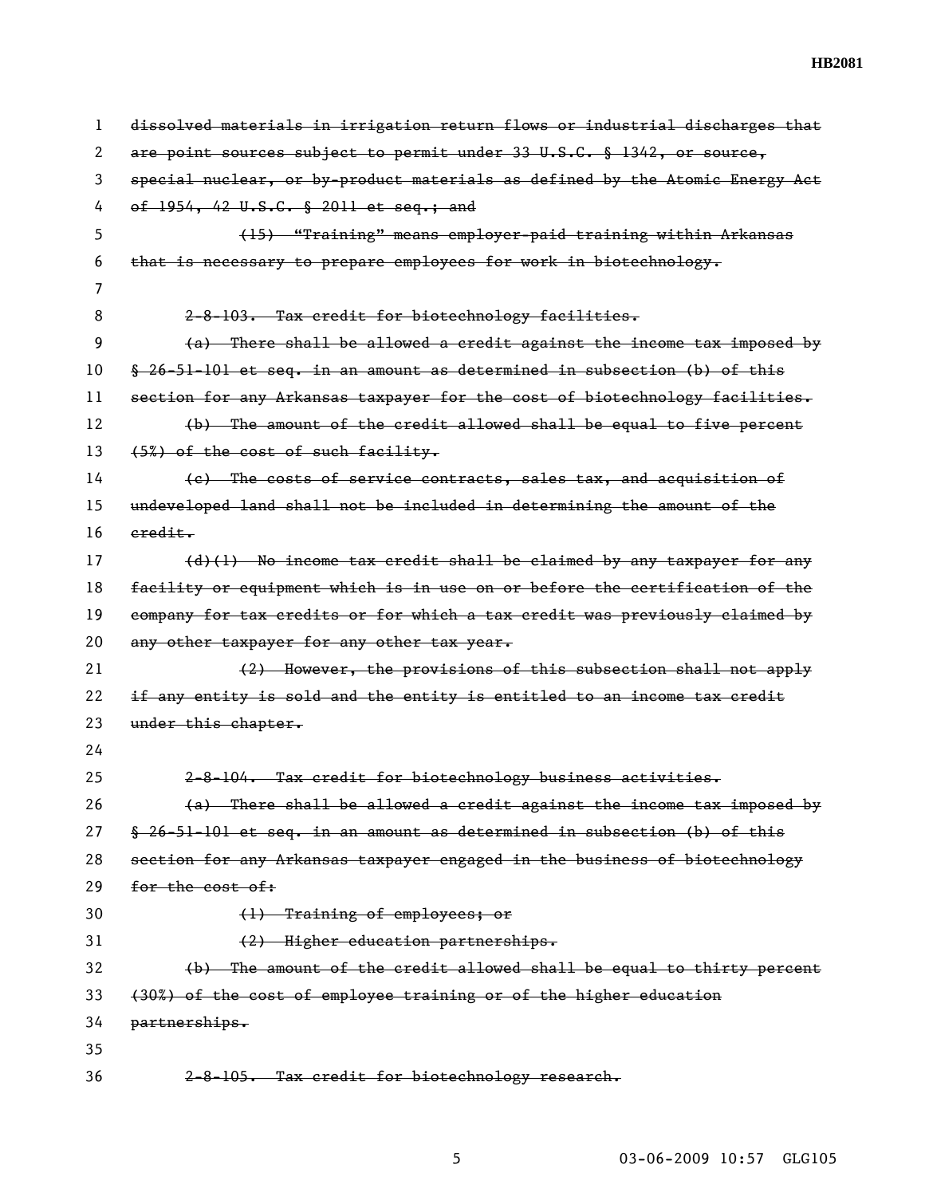~~dissolved materials in irrigation return flows or industrial discharges that are point sources subject to permit under 33 U.S.C. § 1342, or source, special nuclear, or by-product materials as defined by the Atomic Energy Act of 1954, 42 U.S.C. § 2011 et seq.; and~~

~~(15) "Training" means employer-paid training within Arkansas that is necessary to prepare employees for work in biotechnology.~~

~~2-8-103. Tax credit for biotechnology facilities.~~

~~(a) There shall be allowed a credit against the income tax imposed by § 26-51-101 et seq. in an amount as determined in subsection (b) of this section for any Arkansas taxpayer for the cost of biotechnology facilities.~~

~~(b) The amount of the credit allowed shall be equal to five percent (5%) of the cost of such facility.~~

~~(c) The costs of service contracts, sales tax, and acquisition of undeveloped land shall not be included in determining the amount of the credit.~~

~~(d)(1) No income tax credit shall be claimed by any taxpayer for any facility or equipment which is in use on or before the certification of the company for tax credits or for which a tax credit was previously claimed by any other taxpayer for any other tax year.~~

~~(2) However, the provisions of this subsection shall not apply if any entity is sold and the entity is entitled to an income tax credit under this chapter.~~

~~2-8-104. Tax credit for biotechnology business activities.~~

~~(a) There shall be allowed a credit against the income tax imposed by § 26-51-101 et seq. in an amount as determined in subsection (b) of this section for any Arkansas taxpayer engaged in the business of biotechnology for the cost of:~~

~~(1) Training of employees; or~~

~~(2) Higher education partnerships.~~

~~(b) The amount of the credit allowed shall be equal to thirty percent (30%) of the cost of employee training or of the higher education partnerships.~~

~~2-8-105. Tax credit for biotechnology research.~~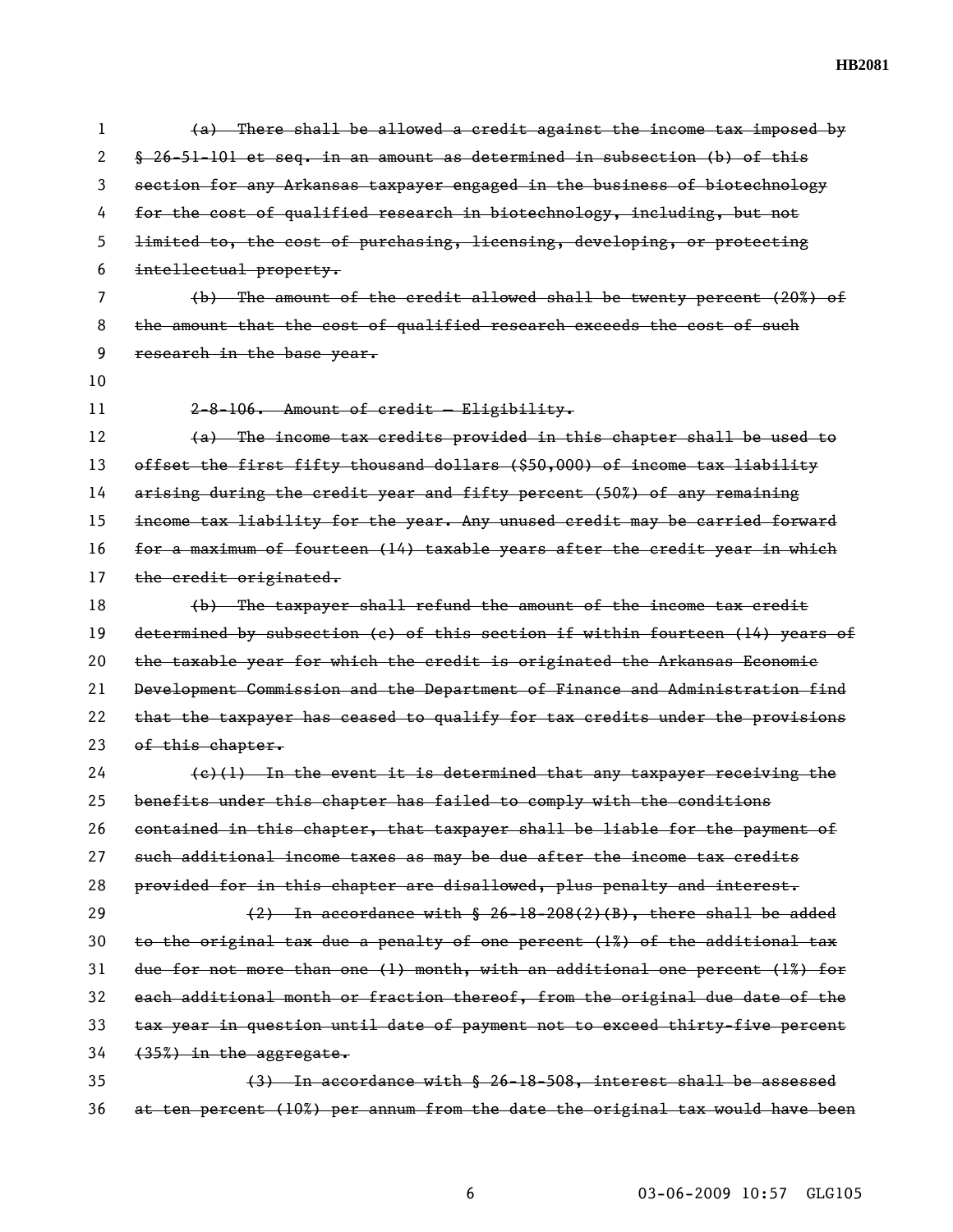~~(a) There shall be allowed a credit against the income tax imposed by § 26-51-101 et seq. in an amount as determined in subsection (b) of this section for any Arkansas taxpayer engaged in the business of biotechnology for the cost of qualified research in biotechnology, including, but not limited to, the cost of purchasing, licensing, developing, or protecting intellectual property.~~

~~(b) The amount of the credit allowed shall be twenty percent (20%) of the amount that the cost of qualified research exceeds the cost of such research in the base year.~~

~~2-8-106. Amount of credit — Eligibility.~~

~~(a) The income tax credits provided in this chapter shall be used to offset the first fifty thousand dollars ($50,000) of income tax liability arising during the credit year and fifty percent (50%) of any remaining income tax liability for the year. Any unused credit may be carried forward for a maximum of fourteen (14) taxable years after the credit year in which the credit originated.~~

~~(b) The taxpayer shall refund the amount of the income tax credit determined by subsection (c) of this section if within fourteen (14) years of the taxable year for which the credit is originated the Arkansas Economic Development Commission and the Department of Finance and Administration find that the taxpayer has ceased to qualify for tax credits under the provisions of this chapter.~~

~~(c)(1) In the event it is determined that any taxpayer receiving the benefits under this chapter has failed to comply with the conditions contained in this chapter, that taxpayer shall be liable for the payment of such additional income taxes as may be due after the income tax credits provided for in this chapter are disallowed, plus penalty and interest.~~

~~(2) In accordance with § 26-18-208(2)(B), there shall be added to the original tax due a penalty of one percent (1%) of the additional tax due for not more than one (1) month, with an additional one percent (1%) for each additional month or fraction thereof, from the original due date of the tax year in question until date of payment not to exceed thirty-five percent (35%) in the aggregate.~~

~~(3) In accordance with § 26-18-508, interest shall be assessed at ten percent (10%) per annum from the date the original tax would have been~~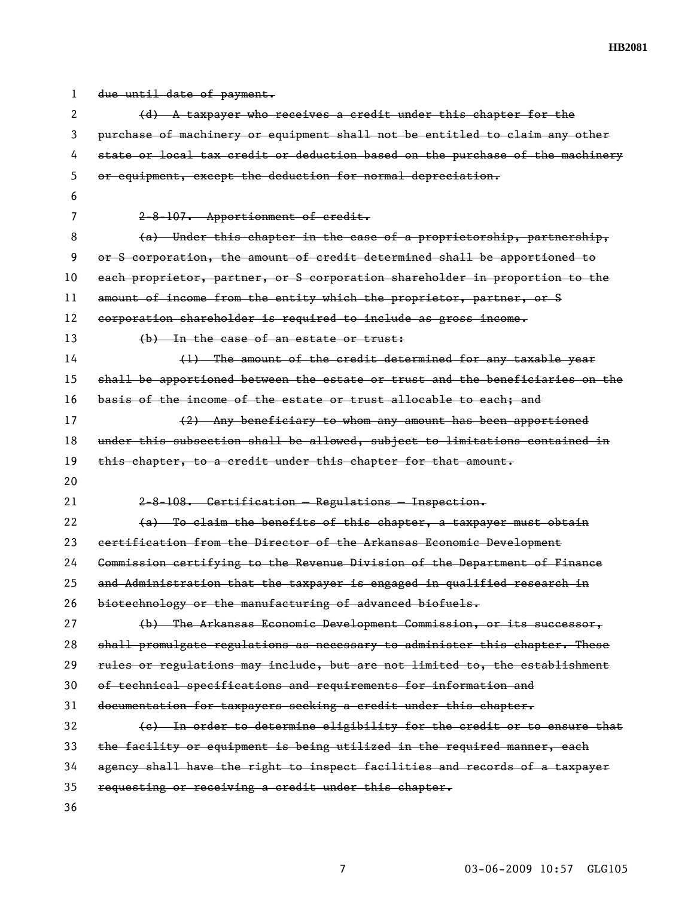~~due until date of payment.~~

~~(d) A taxpayer who receives a credit under this chapter for the purchase of machinery or equipment shall not be entitled to claim any other state or local tax credit or deduction based on the purchase of the machinery or equipment, except the deduction for normal depreciation.~~

~~2-8-107. Apportionment of credit.~~

~~(a) Under this chapter in the case of a proprietorship, partnership, or S corporation, the amount of credit determined shall be apportioned to each proprietor, partner, or S corporation shareholder in proportion to the amount of income from the entity which the proprietor, partner, or S corporation shareholder is required to include as gross income.~~

~~(b) In the case of an estate or trust:~~

~~(1) The amount of the credit determined for any taxable year shall be apportioned between the estate or trust and the beneficiaries on the basis of the income of the estate or trust allocable to each; and~~

~~(2) Any beneficiary to whom any amount has been apportioned under this subsection shall be allowed, subject to limitations contained in this chapter, to a credit under this chapter for that amount.~~

~~2-8-108. Certification — Regulations — Inspection.~~

~~(a) To claim the benefits of this chapter, a taxpayer must obtain certification from the Director of the Arkansas Economic Development Commission certifying to the Revenue Division of the Department of Finance and Administration that the taxpayer is engaged in qualified research in biotechnology or the manufacturing of advanced biofuels.~~

~~(b) The Arkansas Economic Development Commission, or its successor, shall promulgate regulations as necessary to administer this chapter. These rules or regulations may include, but are not limited to, the establishment of technical specifications and requirements for information and documentation for taxpayers seeking a credit under this chapter.~~

~~(c) In order to determine eligibility for the credit or to ensure that the facility or equipment is being utilized in the required manner, each agency shall have the right to inspect facilities and records of a taxpayer requesting or receiving a credit under this chapter.~~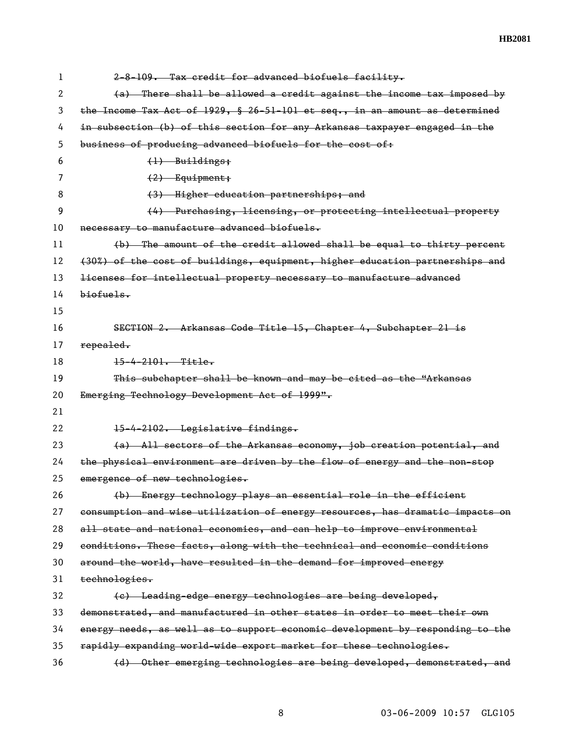~~2-8-109. Tax credit for advanced biofuels facility.~~

~~(a) There shall be allowed a credit against the income tax imposed by the Income Tax Act of 1929, § 26-51-101 et seq., in an amount as determined in subsection (b) of this section for any Arkansas taxpayer engaged in the business of producing advanced biofuels for the cost of:~~

~~(1) Buildings;~~

~~(2) Equipment;~~

~~(3) Higher education partnerships; and~~

~~(4) Purchasing, licensing, or protecting intellectual property necessary to manufacture advanced biofuels.~~

~~(b) The amount of the credit allowed shall be equal to thirty percent (30%) of the cost of buildings, equipment, higher education partnerships and licenses for intellectual property necessary to manufacture advanced biofuels.~~

~~SECTION 2. Arkansas Code Title 15, Chapter 4, Subchapter 21 is repealed.~~

~~15-4-2101. Title.~~

~~This subchapter shall be known and may be cited as the "Arkansas Emerging Technology Development Act of 1999".~~

~~15-4-2102. Legislative findings.~~

~~(a) All sectors of the Arkansas economy, job creation potential, and the physical environment are driven by the flow of energy and the non-stop emergence of new technologies.~~

~~(b) Energy technology plays an essential role in the efficient consumption and wise utilization of energy resources, has dramatic impacts on all state and national economies, and can help to improve environmental conditions. These facts, along with the technical and economic conditions around the world, have resulted in the demand for improved energy technologies.~~

~~(c) Leading-edge energy technologies are being developed, demonstrated, and manufactured in other states in order to meet their own energy needs, as well as to support economic development by responding to the rapidly expanding world-wide export market for these technologies.~~

~~(d) Other emerging technologies are being developed, demonstrated, and~~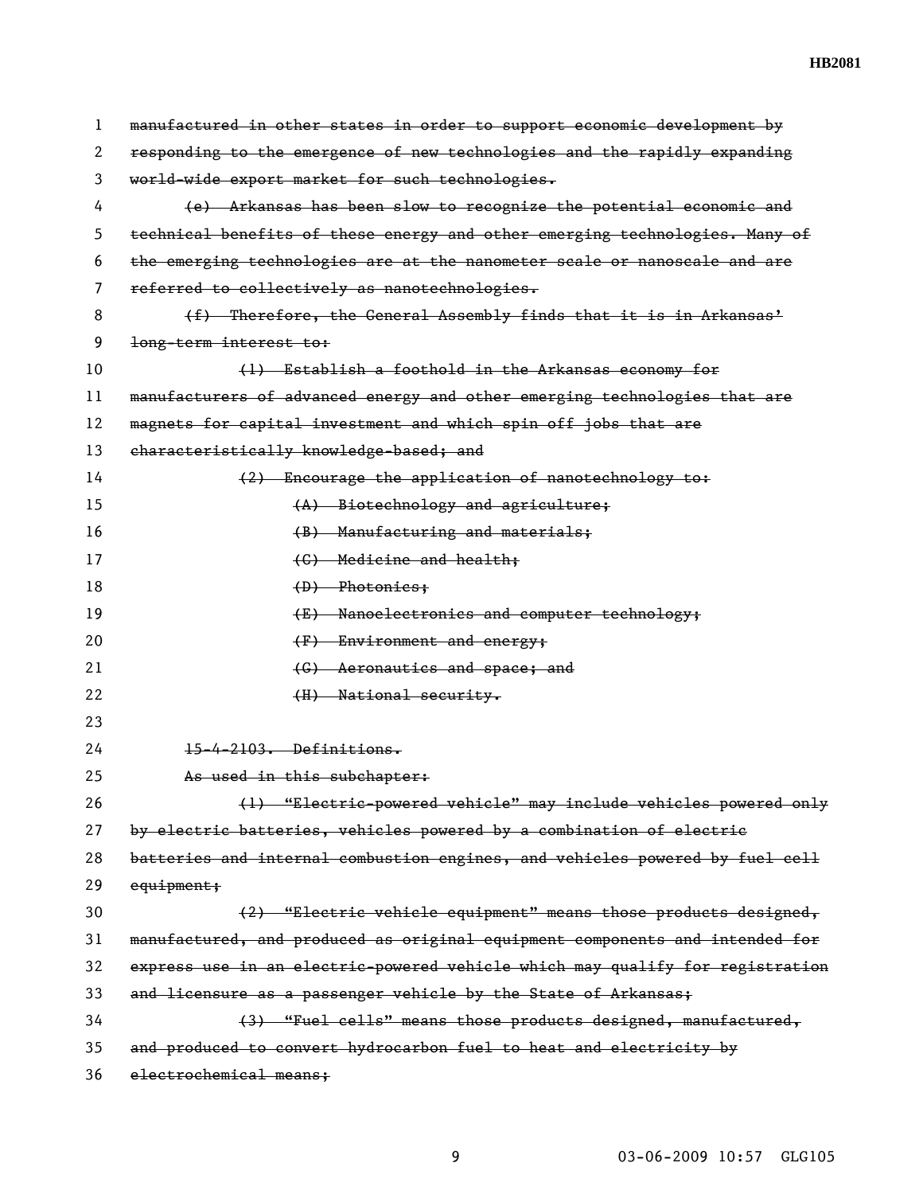~~manufactured in other states in order to support economic development by responding to the emergence of new technologies and the rapidly expanding world-wide export market for such technologies.~~

~~(e) Arkansas has been slow to recognize the potential economic and technical benefits of these energy and other emerging technologies. Many of the emerging technologies are at the nanometer scale or nanoscale and are referred to collectively as nanotechnologies.~~

~~(f) Therefore, the General Assembly finds that it is in Arkansas' long-term interest to:~~

~~(1) Establish a foothold in the Arkansas economy for manufacturers of advanced energy and other emerging technologies that are magnets for capital investment and which spin off jobs that are characteristically knowledge-based; and~~

~~(2) Encourage the application of nanotechnology to:~~

~~(A) Biotechnology and agriculture;~~

~~(B) Manufacturing and materials;~~

~~(C) Medicine and health;~~

~~(D) Photonics;~~

~~(E) Nanoelectronics and computer technology;~~

~~(F) Environment and energy;~~

~~(G) Aeronautics and space; and~~

~~(H) National security.~~

~~15-4-2103. Definitions.~~

~~As used in this subchapter:~~

~~(1) "Electric-powered vehicle" may include vehicles powered only by electric batteries, vehicles powered by a combination of electric batteries and internal combustion engines, and vehicles powered by fuel cell equipment;~~

~~(2) "Electric vehicle equipment" means those products designed, manufactured, and produced as original equipment components and intended for express use in an electric-powered vehicle which may qualify for registration and licensure as a passenger vehicle by the State of Arkansas;~~

~~(3) "Fuel cells" means those products designed, manufactured, and produced to convert hydrocarbon fuel to heat and electricity by electrochemical means;~~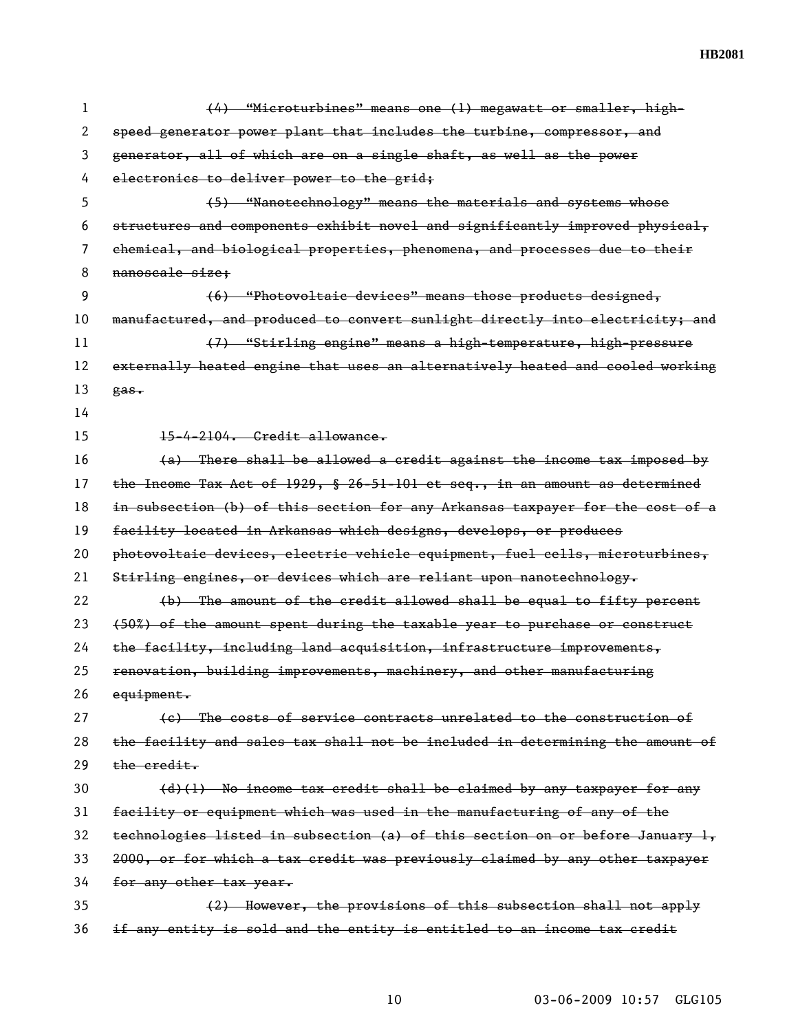(4) "Microturbines" means one (1) megawatt or smaller, high-speed generator power plant that includes the turbine, compressor, and generator, all of which are on a single shaft, as well as the power electronics to deliver power to the grid;

(5) "Nanotechnology" means the materials and systems whose structures and components exhibit novel and significantly improved physical, chemical, and biological properties, phenomena, and processes due to their nanoscale size;

(6) "Photovoltaic devices" means those products designed, manufactured, and produced to convert sunlight directly into electricity; and

(7) "Stirling engine" means a high-temperature, high-pressure externally heated engine that uses an alternatively heated and cooled working gas.

15-4-2104. Credit allowance.

(a) There shall be allowed a credit against the income tax imposed by the Income Tax Act of 1929, § 26-51-101 et seq., in an amount as determined in subsection (b) of this section for any Arkansas taxpayer for the cost of a facility located in Arkansas which designs, develops, or produces photovoltaic devices, electric vehicle equipment, fuel cells, microturbines, Stirling engines, or devices which are reliant upon nanotechnology.

(b) The amount of the credit allowed shall be equal to fifty percent (50%) of the amount spent during the taxable year to purchase or construct the facility, including land acquisition, infrastructure improvements, renovation, building improvements, machinery, and other manufacturing equipment.

(c) The costs of service contracts unrelated to the construction of the facility and sales tax shall not be included in determining the amount of the credit.

(d)(1) No income tax credit shall be claimed by any taxpayer for any facility or equipment which was used in the manufacturing of any of the technologies listed in subsection (a) of this section on or before January 1, 2000, or for which a tax credit was previously claimed by any other taxpayer for any other tax year.

(2) However, the provisions of this subsection shall not apply if any entity is sold and the entity is entitled to an income tax credit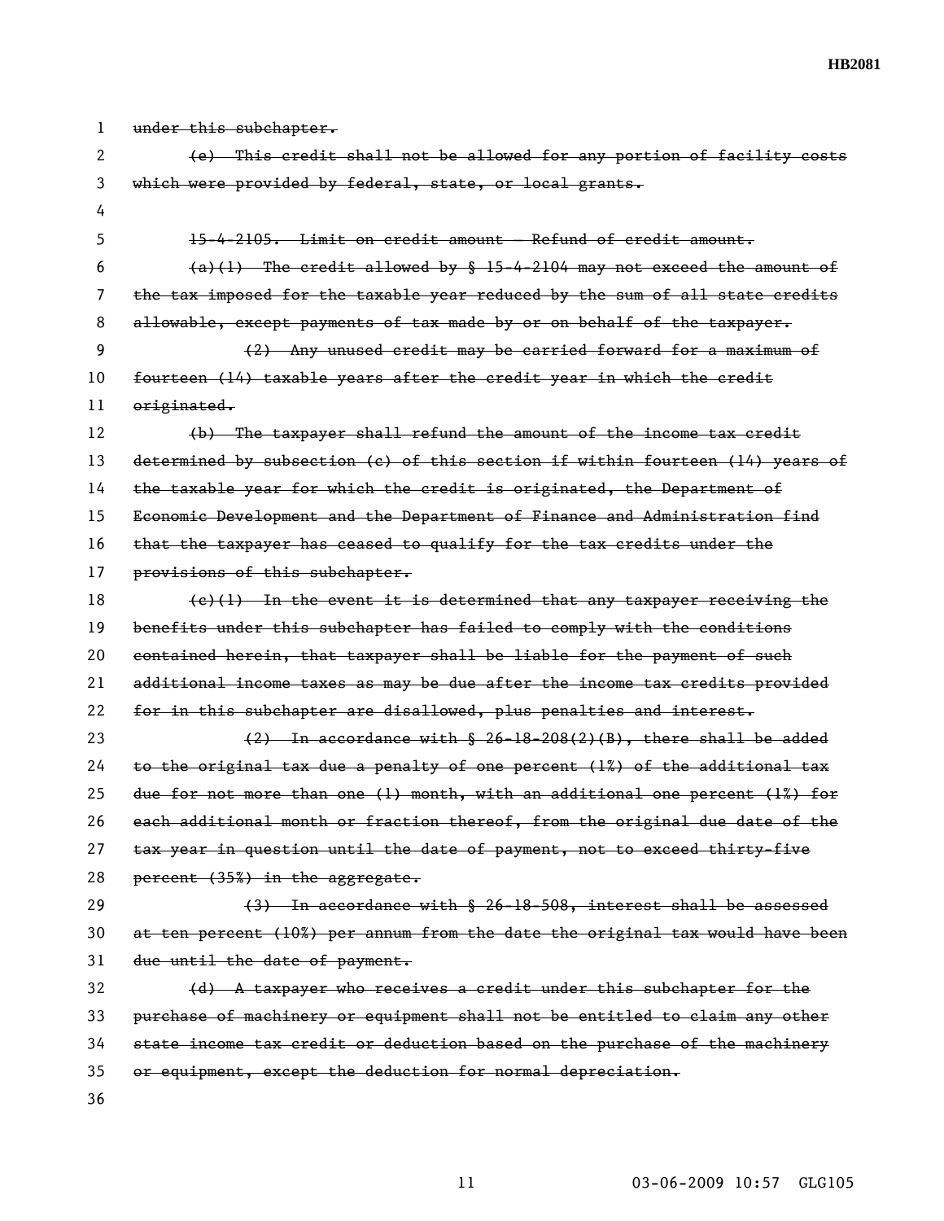~~under this subchapter.~~

~~(e) This credit shall not be allowed for any portion of facility costs which were provided by federal, state, or local grants.~~

~~15-4-2105. Limit on credit amount — Refund of credit amount.~~

~~(a)(1) The credit allowed by § 15-4-2104 may not exceed the amount of the tax imposed for the taxable year reduced by the sum of all state credits allowable, except payments of tax made by or on behalf of the taxpayer.~~

~~(2) Any unused credit may be carried forward for a maximum of fourteen (14) taxable years after the credit year in which the credit originated.~~

~~(b) The taxpayer shall refund the amount of the income tax credit determined by subsection (c) of this section if within fourteen (14) years of the taxable year for which the credit is originated, the Department of Economic Development and the Department of Finance and Administration find that the taxpayer has ceased to qualify for the tax credits under the provisions of this subchapter.~~

~~(c)(1) In the event it is determined that any taxpayer receiving the benefits under this subchapter has failed to comply with the conditions contained herein, that taxpayer shall be liable for the payment of such additional income taxes as may be due after the income tax credits provided for in this subchapter are disallowed, plus penalties and interest.~~

~~(2) In accordance with § 26-18-208(2)(B), there shall be added to the original tax due a penalty of one percent (1%) of the additional tax due for not more than one (1) month, with an additional one percent (1%) for each additional month or fraction thereof, from the original due date of the tax year in question until the date of payment, not to exceed thirty-five percent (35%) in the aggregate.~~

~~(3) In accordance with § 26-18-508, interest shall be assessed at ten percent (10%) per annum from the date the original tax would have been due until the date of payment.~~

~~(d) A taxpayer who receives a credit under this subchapter for the purchase of machinery or equipment shall not be entitled to claim any other state income tax credit or deduction based on the purchase of the machinery or equipment, except the deduction for normal depreciation.~~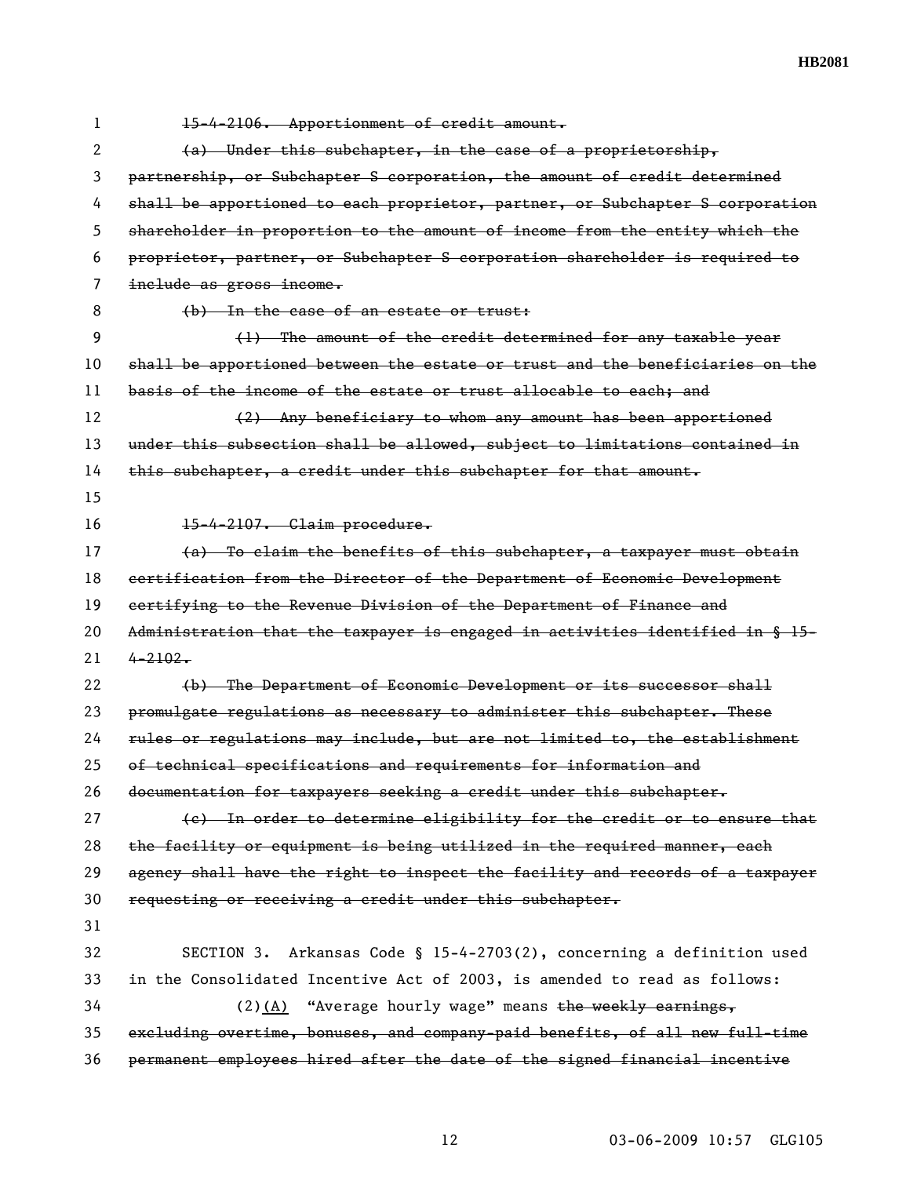~~15-4-2106. Apportionment of credit amount.~~

~~(a) Under this subchapter, in the case of a proprietorship, partnership, or Subchapter S corporation, the amount of credit determined shall be apportioned to each proprietor, partner, or Subchapter S corporation shareholder in proportion to the amount of income from the entity which the proprietor, partner, or Subchapter S corporation shareholder is required to include as gross income.~~

~~(b) In the case of an estate or trust:~~

~~(1) The amount of the credit determined for any taxable year shall be apportioned between the estate or trust and the beneficiaries on the basis of the income of the estate or trust allocable to each; and~~

~~(2) Any beneficiary to whom any amount has been apportioned under this subsection shall be allowed, subject to limitations contained in this subchapter, a credit under this subchapter for that amount.~~

~~15-4-2107. Claim procedure.~~

~~(a) To claim the benefits of this subchapter, a taxpayer must obtain certification from the Director of the Department of Economic Development certifying to the Revenue Division of the Department of Finance and Administration that the taxpayer is engaged in activities identified in § 15-4-2102.~~

~~(b) The Department of Economic Development or its successor shall promulgate regulations as necessary to administer this subchapter. These rules or regulations may include, but are not limited to, the establishment of technical specifications and requirements for information and documentation for taxpayers seeking a credit under this subchapter.~~

~~(c) In order to determine eligibility for the credit or to ensure that the facility or equipment is being utilized in the required manner, each agency shall have the right to inspect the facility and records of a taxpayer requesting or receiving a credit under this subchapter.~~

SECTION 3. Arkansas Code § 15-4-2703(2), concerning a definition used in the Consolidated Incentive Act of 2003, is amended to read as follows:

(2)<u>(A)</u> "Average hourly wage" means ~~the weekly earnings, excluding overtime, bonuses, and company-paid benefits, of all new full-time permanent employees hired after the date of the signed financial incentive~~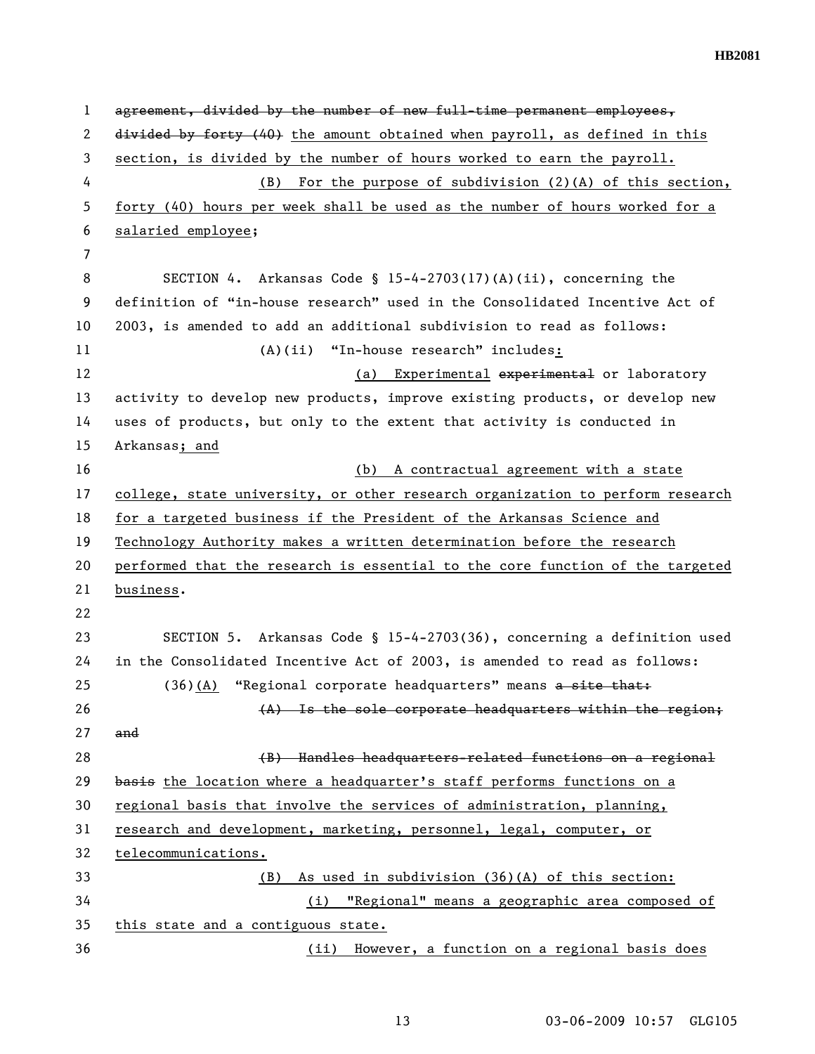~~agreement, divided by the number of new full-time permanent employees, divided by forty (40)~~ the amount obtained when payroll, as defined in this section, is divided by the number of hours worked to earn the payroll.

(B) For the purpose of subdivision (2)(A) of this section, forty (40) hours per week shall be used as the number of hours worked for a salaried employee;

SECTION 4. Arkansas Code § 15-4-2703(17)(A)(ii), concerning the definition of "in-house research" used in the Consolidated Incentive Act of 2003, is amended to add an additional subdivision to read as follows:

(A)(ii) "In-house research" includes:

(a) Experimental ~~experimental~~ or laboratory activity to develop new products, improve existing products, or develop new uses of products, but only to the extent that activity is conducted in Arkansas; and

(b) A contractual agreement with a state college, state university, or other research organization to perform research for a targeted business if the President of the Arkansas Science and Technology Authority makes a written determination before the research performed that the research is essential to the core function of the targeted business.

SECTION 5. Arkansas Code § 15-4-2703(36), concerning a definition used in the Consolidated Incentive Act of 2003, is amended to read as follows:

(36)(A) "Regional corporate headquarters" means ~~a site that:~~

~~(A) Is the sole corporate headquarters within the region; and~~

~~(B) Handles headquarters-related functions on a regional basis~~ the location where a headquarter's staff performs functions on a regional basis that involve the services of administration, planning, research and development, marketing, personnel, legal, computer, or telecommunications.

(B) As used in subdivision (36)(A) of this section:

(i) "Regional" means a geographic area composed of this state and a contiguous state.

(ii) However, a function on a regional basis does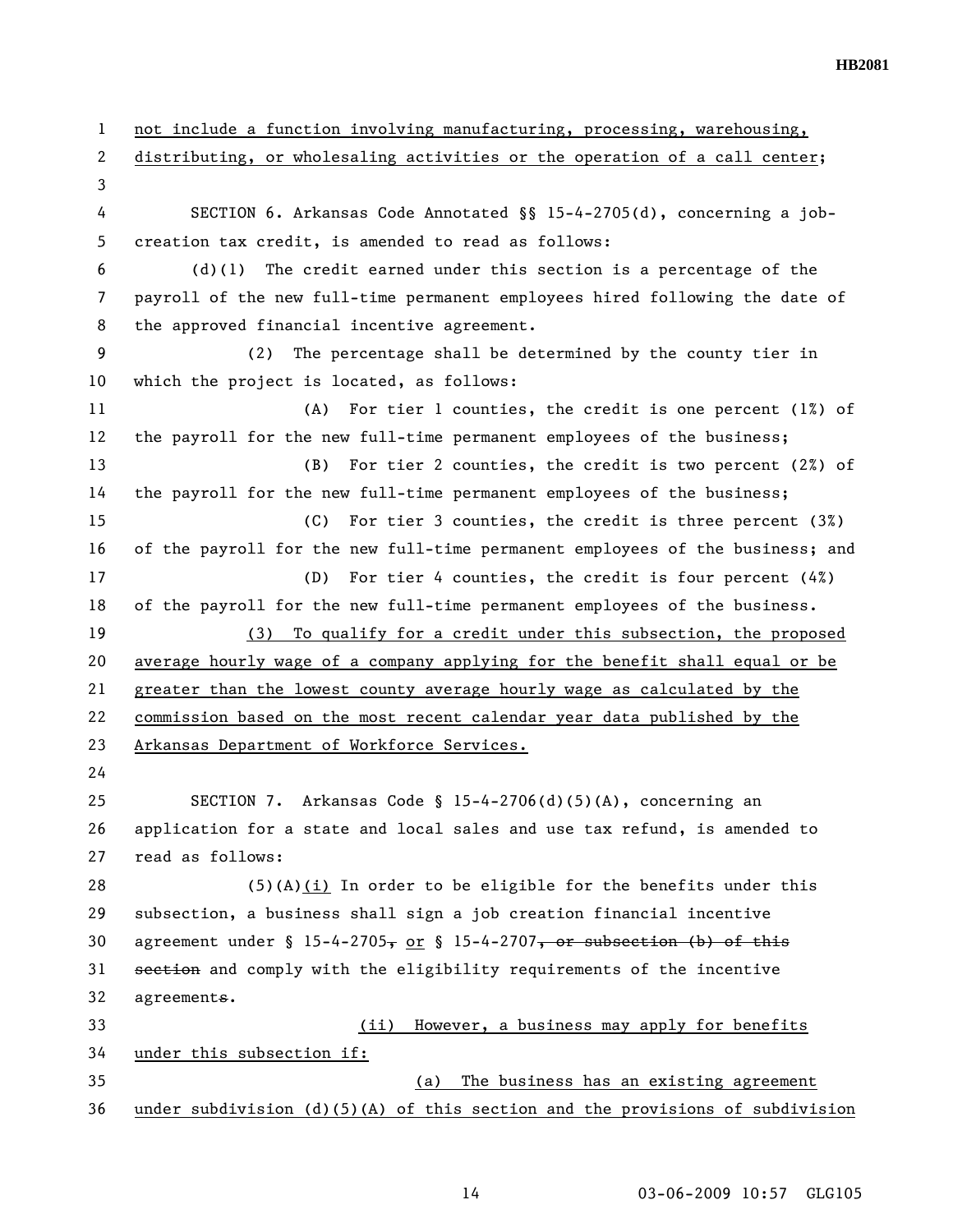not include a function involving manufacturing, processing, warehousing, distributing, or wholesaling activities or the operation of a call center;

SECTION 6. Arkansas Code Annotated §§ 15-4-2705(d), concerning a job-creation tax credit, is amended to read as follows:

(d)(1) The credit earned under this section is a percentage of the payroll of the new full-time permanent employees hired following the date of the approved financial incentive agreement.

(2) The percentage shall be determined by the county tier in which the project is located, as follows:

(A) For tier 1 counties, the credit is one percent (1%) of the payroll for the new full-time permanent employees of the business;

(B) For tier 2 counties, the credit is two percent (2%) of the payroll for the new full-time permanent employees of the business;

(C) For tier 3 counties, the credit is three percent (3%) of the payroll for the new full-time permanent employees of the business; and

(D) For tier 4 counties, the credit is four percent (4%) of the payroll for the new full-time permanent employees of the business.

(3) To qualify for a credit under this subsection, the proposed average hourly wage of a company applying for the benefit shall equal or be greater than the lowest county average hourly wage as calculated by the commission based on the most recent calendar year data published by the Arkansas Department of Workforce Services.

SECTION 7. Arkansas Code § 15-4-2706(d)(5)(A), concerning an application for a state and local sales and use tax refund, is amended to read as follows:

(5)(A)(i) In order to be eligible for the benefits under this subsection, a business shall sign a job creation financial incentive agreement under § 15-4-2705~~,~~ or § 15-4-2707~~, or subsection (b) of this section~~ and comply with the eligibility requirements of the incentive agreement~~s~~.

(ii) However, a business may apply for benefits under this subsection if:

(a) The business has an existing agreement under subdivision (d)(5)(A) of this section and the provisions of subdivision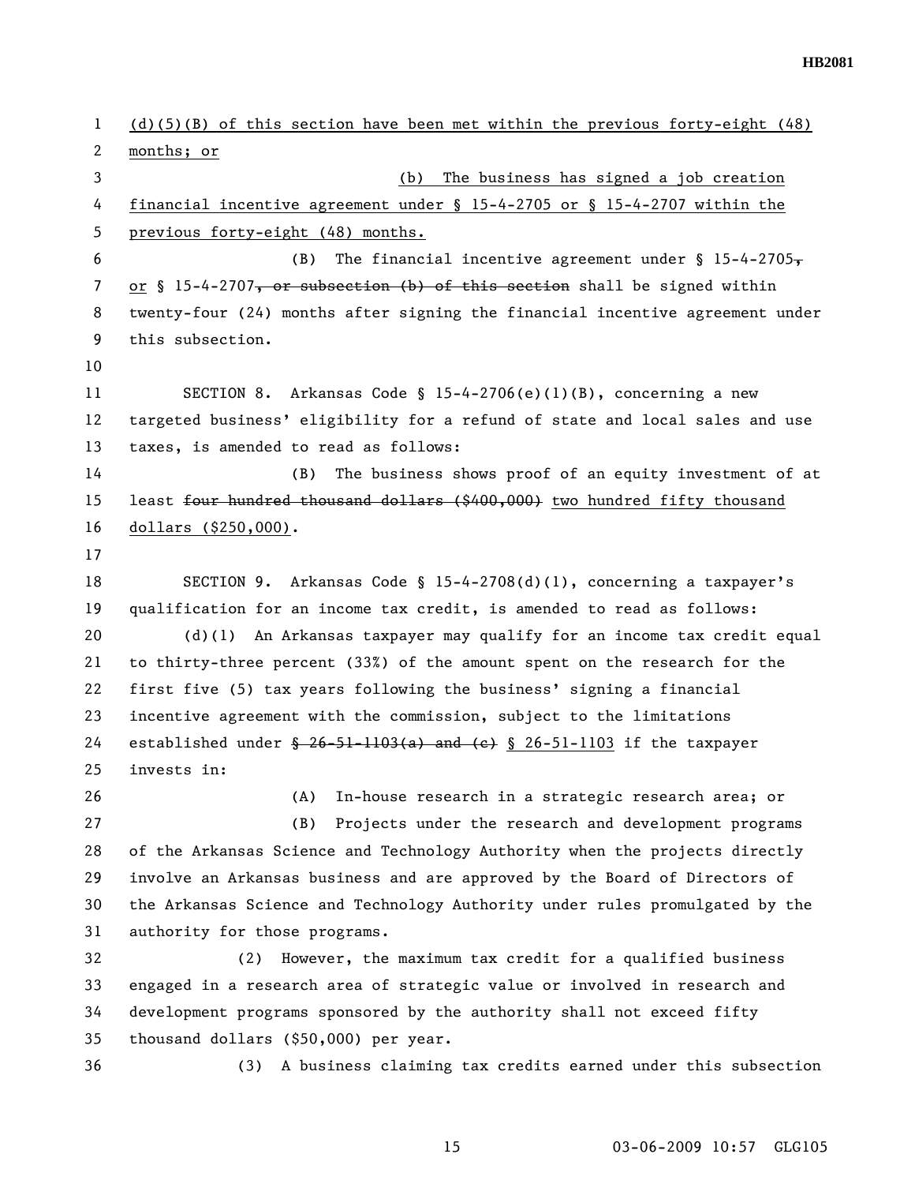(d)(5)(B) of this section have been met within the previous forty-eight (48) months; or

(b) The business has signed a job creation financial incentive agreement under § 15-4-2705 or § 15-4-2707 within the previous forty-eight (48) months.

(B) The financial incentive agreement under § 15-4-2705, or § 15-4-2707, or subsection (b) of this section shall be signed within twenty-four (24) months after signing the financial incentive agreement under this subsection.

SECTION 8. Arkansas Code § 15-4-2706(e)(1)(B), concerning a new targeted business' eligibility for a refund of state and local sales and use taxes, is amended to read as follows:

(B) The business shows proof of an equity investment of at least ~~four hundred thousand dollars ($400,000)~~ two hundred fifty thousand dollars ($250,000).

SECTION 9. Arkansas Code § 15-4-2708(d)(1), concerning a taxpayer's qualification for an income tax credit, is amended to read as follows:

(d)(1) An Arkansas taxpayer may qualify for an income tax credit equal to thirty-three percent (33%) of the amount spent on the research for the first five (5) tax years following the business' signing a financial incentive agreement with the commission, subject to the limitations established under ~~§ 26-51-1103(a) and (c)~~ § 26-51-1103 if the taxpayer invests in:

(A) In-house research in a strategic research area; or

(B) Projects under the research and development programs of the Arkansas Science and Technology Authority when the projects directly involve an Arkansas business and are approved by the Board of Directors of the Arkansas Science and Technology Authority under rules promulgated by the authority for those programs.

(2) However, the maximum tax credit for a qualified business engaged in a research area of strategic value or involved in research and development programs sponsored by the authority shall not exceed fifty thousand dollars ($50,000) per year.

(3) A business claiming tax credits earned under this subsection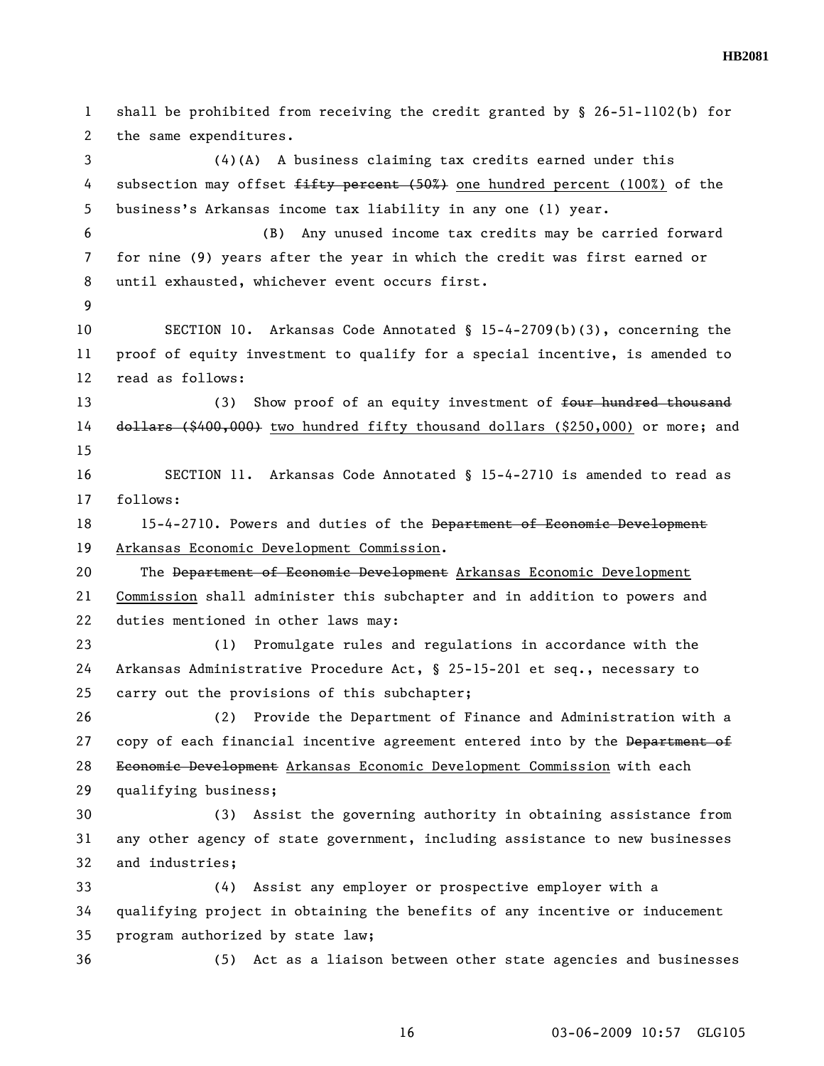shall be prohibited from receiving the credit granted by § 26-51-1102(b) for the same expenditures.

(4)(A) A business claiming tax credits earned under this subsection may offset ~~fifty percent (50%)~~ <u>one hundred percent (100%)</u> of the business's Arkansas income tax liability in any one (1) year.

(B) Any unused income tax credits may be carried forward for nine (9) years after the year in which the credit was first earned or until exhausted, whichever event occurs first.

SECTION 10. Arkansas Code Annotated § 15-4-2709(b)(3), concerning the proof of equity investment to qualify for a special incentive, is amended to read as follows:

(3) Show proof of an equity investment of ~~four hundred thousand dollars ($400,000)~~ <u>two hundred fifty thousand dollars ($250,000)</u> or more; and

SECTION 11. Arkansas Code Annotated § 15-4-2710 is amended to read as follows:

15-4-2710. Powers and duties of the ~~Department of Economic Development~~ <u>Arkansas Economic Development Commission</u>.

The ~~Department of Economic Development~~ <u>Arkansas Economic Development Commission</u> shall administer this subchapter and in addition to powers and duties mentioned in other laws may:

(1) Promulgate rules and regulations in accordance with the Arkansas Administrative Procedure Act, § 25-15-201 et seq., necessary to carry out the provisions of this subchapter;

(2) Provide the Department of Finance and Administration with a copy of each financial incentive agreement entered into by the ~~Department of Economic Development~~ <u>Arkansas Economic Development Commission</u> with each qualifying business;

(3) Assist the governing authority in obtaining assistance from any other agency of state government, including assistance to new businesses and industries;

(4) Assist any employer or prospective employer with a qualifying project in obtaining the benefits of any incentive or inducement program authorized by state law;

(5) Act as a liaison between other state agencies and businesses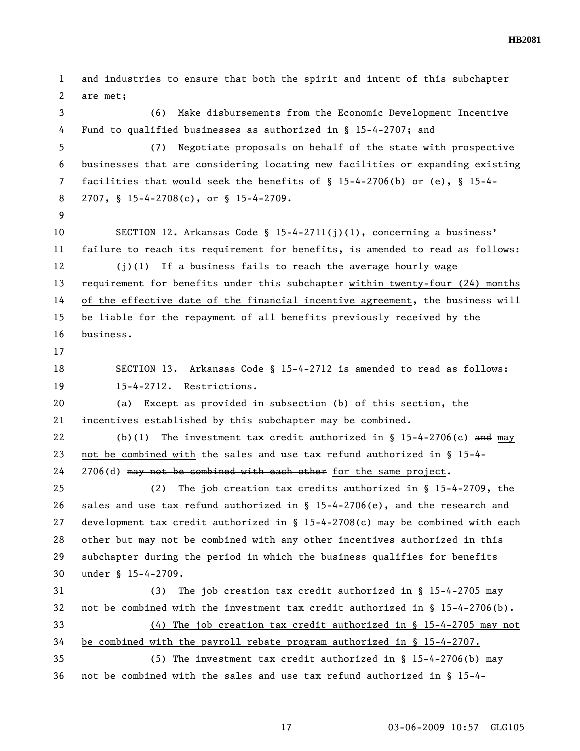and industries to ensure that both the spirit and intent of this subchapter are met;

(6) Make disbursements from the Economic Development Incentive Fund to qualified businesses as authorized in § 15-4-2707; and

(7) Negotiate proposals on behalf of the state with prospective businesses that are considering locating new facilities or expanding existing facilities that would seek the benefits of § 15-4-2706(b) or (e), § 15-4-2707, § 15-4-2708(c), or § 15-4-2709.

SECTION 12. Arkansas Code § 15-4-2711(j)(1), concerning a business' failure to reach its requirement for benefits, is amended to read as follows:

(j)(1) If a business fails to reach the average hourly wage requirement for benefits under this subchapter <u>within twenty-four (24) months of the effective date of the financial incentive agreement</u>, the business will be liable for the repayment of all benefits previously received by the business.

SECTION 13. Arkansas Code § 15-4-2712 is amended to read as follows:

15-4-2712. Restrictions.

(a) Except as provided in subsection (b) of this section, the incentives established by this subchapter may be combined.

(b)(1) The investment tax credit authorized in § 15-4-2706(c) ~~and~~ <u>may not be combined with</u> the sales and use tax refund authorized in § 15-4-2706(d) ~~may not be combined with each other~~ <u>for the same project</u>.

(2) The job creation tax credits authorized in § 15-4-2709, the sales and use tax refund authorized in § 15-4-2706(e), and the research and development tax credit authorized in § 15-4-2708(c) may be combined with each other but may not be combined with any other incentives authorized in this subchapter during the period in which the business qualifies for benefits under § 15-4-2709.

(3) The job creation tax credit authorized in § 15-4-2705 may not be combined with the investment tax credit authorized in § 15-4-2706(b).

<u>(4) The job creation tax credit authorized in § 15-4-2705 may not be combined with the payroll rebate program authorized in § 15-4-2707.</u>

<u>(5) The investment tax credit authorized in § 15-4-2706(b) may not be combined with the sales and use tax refund authorized in § 15-4-</u>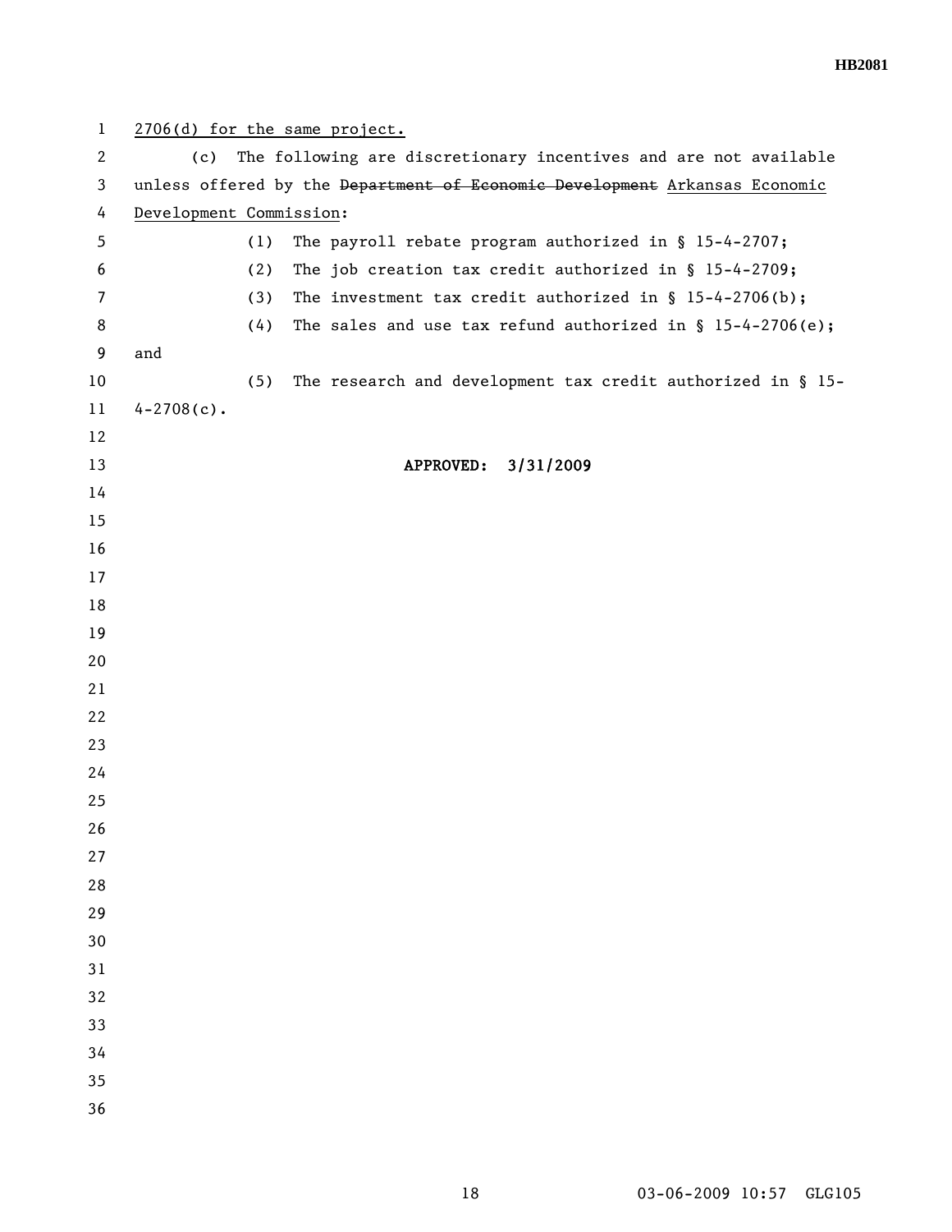2706(d) for the same project.

(c) The following are discretionary incentives and are not available unless offered by the ~~Department of Economic Development~~ Arkansas Economic Development Commission:

(1) The payroll rebate program authorized in § 15-4-2707;

(2) The job creation tax credit authorized in § 15-4-2709;

(3) The investment tax credit authorized in § 15-4-2706(b);

(4) The sales and use tax refund authorized in § 15-4-2706(e); and

(5) The research and development tax credit authorized in § 15-4-2708(c).

**APPROVED: 3/31/2009**

03-06-2009 10:57 GLG105